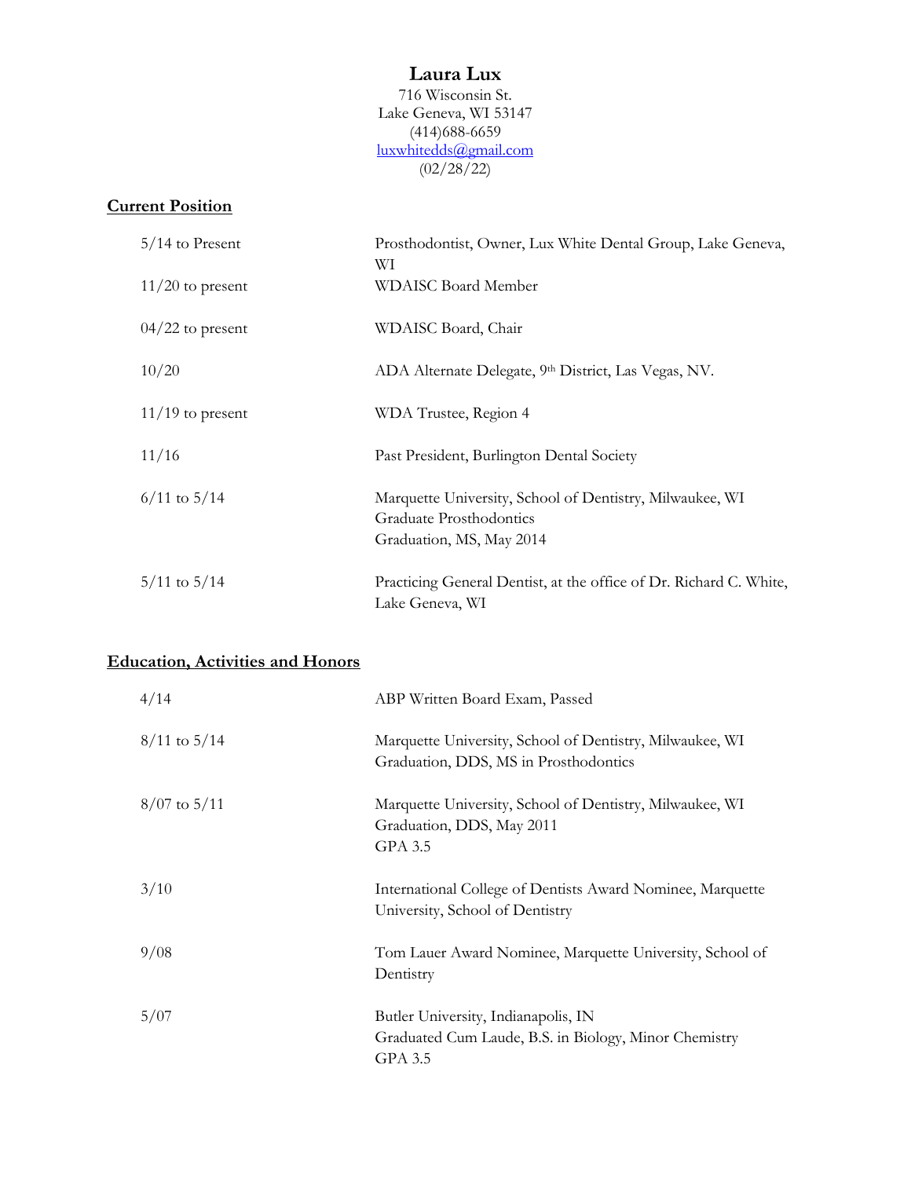# Laura Lux

716 Wisconsin St.
Lake Geneva, WI 53147
(414)688-6659
luxwhitedds@gmail.com
(02/28/22)

## Current Position

| | |
|---|---|
| 5/14 to Present | Prosthodontist, Owner, Lux White Dental Group, Lake Geneva, WI |
| 11/20 to present | WDAISC Board Member |
| 04/22 to present | WDAISC Board, Chair |
| 10/20 | ADA Alternate Delegate, 9th District, Las Vegas, NV. |
| 11/19 to present | WDA Trustee, Region 4 |
| 11/16 | Past President, Burlington Dental Society |
| 6/11 to 5/14 | Marquette University, School of Dentistry, Milwaukee, WI<br>Graduate Prosthodontics<br>Graduation, MS, May 2014 |
| 5/11 to 5/14 | Practicing General Dentist, at the office of Dr. Richard C. White, Lake Geneva, WI |

## Education, Activities and Honors

| | |
|---|---|
| 4/14 | ABP Written Board Exam, Passed |
| 8/11 to 5/14 | Marquette University, School of Dentistry, Milwaukee, WI<br>Graduation, DDS, MS in Prosthodontics |
| 8/07 to 5/11 | Marquette University, School of Dentistry, Milwaukee, WI<br>Graduation, DDS, May 2011<br>GPA 3.5 |
| 3/10 | International College of Dentists Award Nominee, Marquette University, School of Dentistry |
| 9/08 | Tom Lauer Award Nominee, Marquette University, School of Dentistry |
| 5/07 | Butler University, Indianapolis, IN<br>Graduated Cum Laude, B.S. in Biology, Minor Chemistry<br>GPA 3.5 |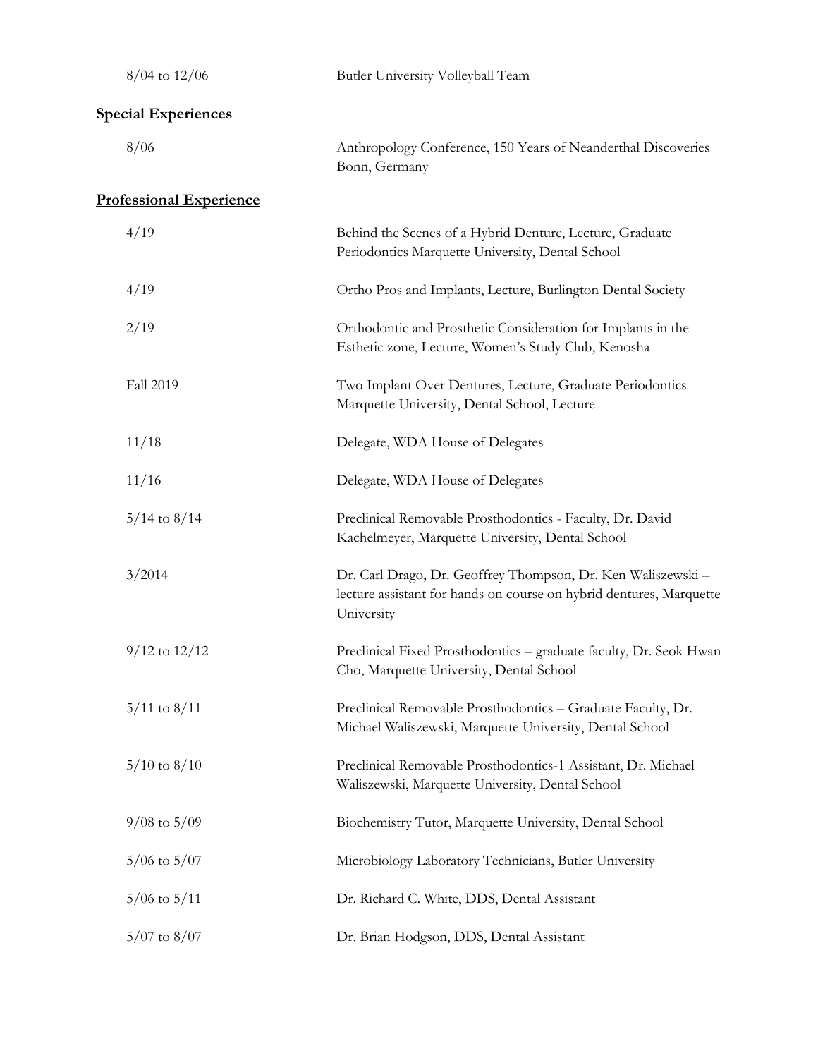8/04 to 12/06 Butler University Volleyball Team

## Special Experiences

8/06 Anthropology Conference, 150 Years of Neanderthal Discoveries Bonn, Germany

## Professional Experience

4/19 Behind the Scenes of a Hybrid Denture, Lecture, Graduate Periodontics Marquette University, Dental School

4/19 Ortho Pros and Implants, Lecture, Burlington Dental Society

2/19 Orthodontic and Prosthetic Consideration for Implants in the Esthetic zone, Lecture, Women's Study Club, Kenosha

Fall 2019 Two Implant Over Dentures, Lecture, Graduate Periodontics Marquette University, Dental School, Lecture

11/18 Delegate, WDA House of Delegates

11/16 Delegate, WDA House of Delegates

5/14 to 8/14 Preclinical Removable Prosthodontics - Faculty, Dr. David Kachelmeyer, Marquette University, Dental School

3/2014 Dr. Carl Drago, Dr. Geoffrey Thompson, Dr. Ken Waliszewski – lecture assistant for hands on course on hybrid dentures, Marquette University

9/12 to 12/12 Preclinical Fixed Prosthodontics – graduate faculty, Dr. Seok Hwan Cho, Marquette University, Dental School

5/11 to 8/11 Preclinical Removable Prosthodontics – Graduate Faculty, Dr. Michael Waliszewski, Marquette University, Dental School

5/10 to 8/10 Preclinical Removable Prosthodontics-1 Assistant, Dr. Michael Waliszewski, Marquette University, Dental School

9/08 to 5/09 Biochemistry Tutor, Marquette University, Dental School

5/06 to 5/07 Microbiology Laboratory Technicians, Butler University

5/06 to 5/11 Dr. Richard C. White, DDS, Dental Assistant

5/07 to 8/07 Dr. Brian Hodgson, DDS, Dental Assistant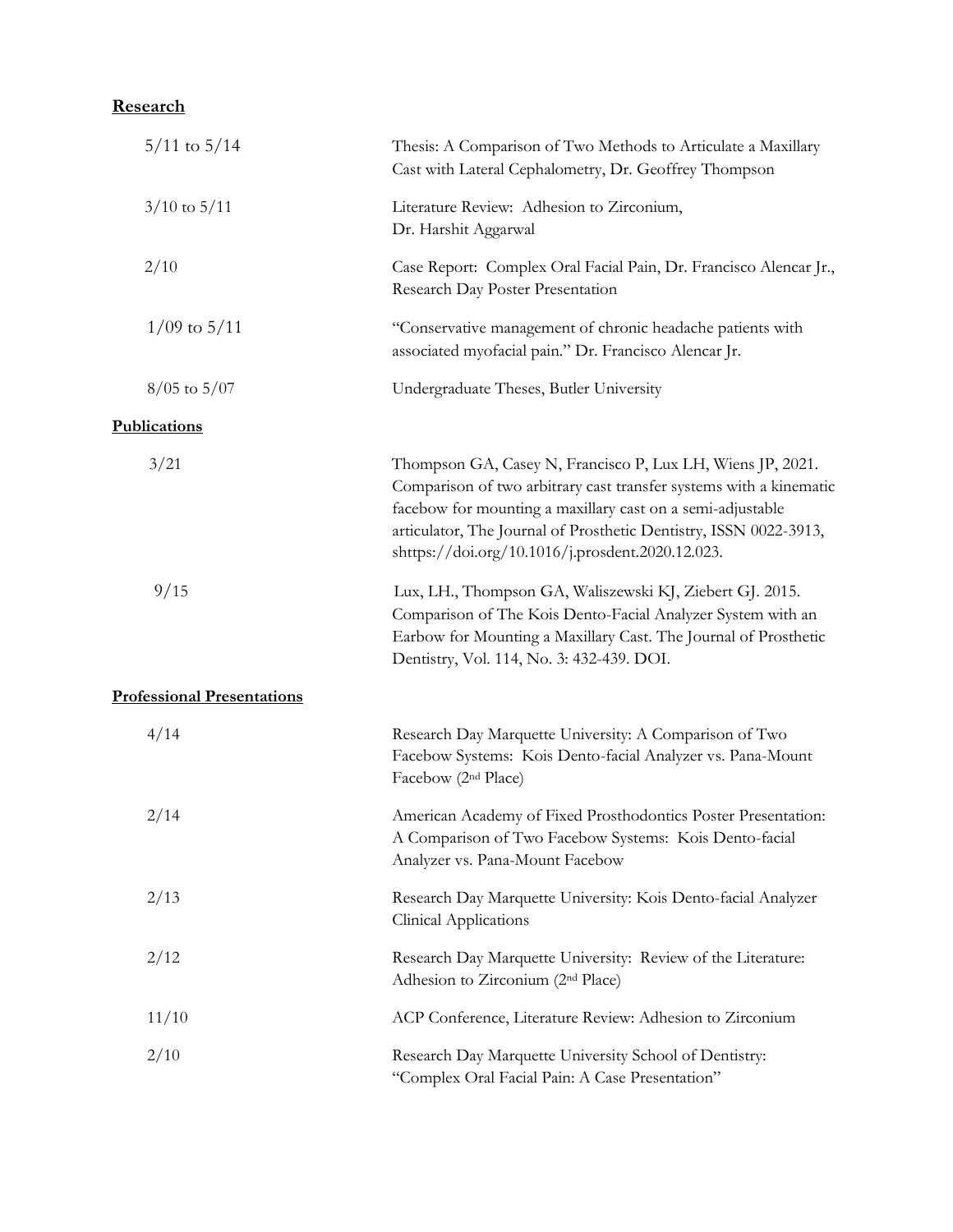## **Research**

| | |
|---|---|
| 5/11 to 5/14 | Thesis: A Comparison of Two Methods to Articulate a Maxillary Cast with Lateral Cephalometry, Dr. Geoffrey Thompson |
| 3/10 to 5/11 | Literature Review: Adhesion to Zirconium, Dr. Harshit Aggarwal |
| 2/10 | Case Report: Complex Oral Facial Pain, Dr. Francisco Alencar Jr., Research Day Poster Presentation |
| 1/09 to 5/11 | "Conservative management of chronic headache patients with associated myofacial pain." Dr. Francisco Alencar Jr. |
| 8/05 to 5/07 | Undergraduate Theses, Butler University |

## **Publications**

| | |
|---|---|
| 3/21 | Thompson GA, Casey N, Francisco P, Lux LH, Wiens JP, 2021. Comparison of two arbitrary cast transfer systems with a kinematic facebow for mounting a maxillary cast on a semi-adjustable articulator, The Journal of Prosthetic Dentistry, ISSN 0022-3913, shttps://doi.org/10.1016/j.prosdent.2020.12.023. |
| 9/15 | Lux, LH., Thompson GA, Waliszewski KJ, Ziebert GJ. 2015. Comparison of The Kois Dento-Facial Analyzer System with an Earbow for Mounting a Maxillary Cast. The Journal of Prosthetic Dentistry, Vol. 114, No. 3: 432-439. DOI. |

## **Professional Presentations**

| | |
|---|---|
| 4/14 | Research Day Marquette University: A Comparison of Two Facebow Systems: Kois Dento-facial Analyzer vs. Pana-Mount Facebow (2nd Place) |
| 2/14 | American Academy of Fixed Prosthodontics Poster Presentation: A Comparison of Two Facebow Systems: Kois Dento-facial Analyzer vs. Pana-Mount Facebow |
| 2/13 | Research Day Marquette University: Kois Dento-facial Analyzer Clinical Applications |
| 2/12 | Research Day Marquette University: Review of the Literature: Adhesion to Zirconium (2nd Place) |
| 11/10 | ACP Conference, Literature Review: Adhesion to Zirconium |
| 2/10 | Research Day Marquette University School of Dentistry: "Complex Oral Facial Pain: A Case Presentation" |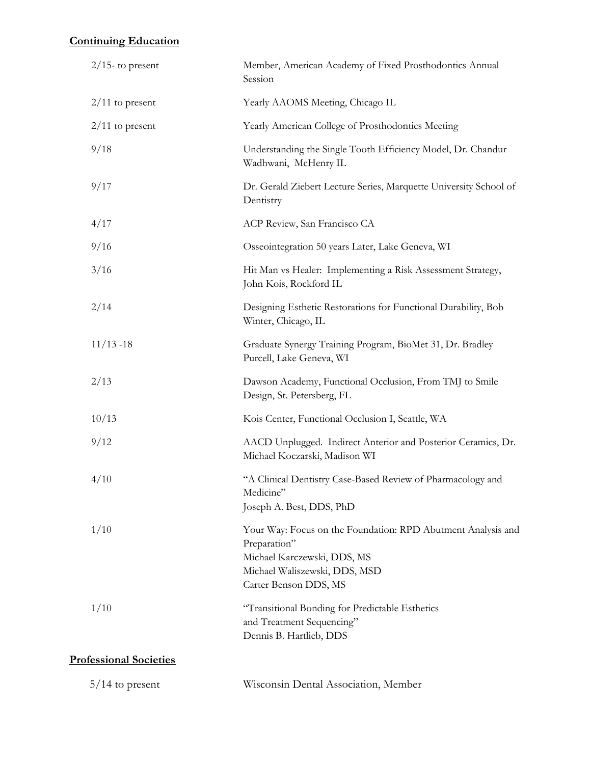## Continuing Education

| | |
|---|---|
| 2/15- to present | Member, American Academy of Fixed Prosthodontics Annual Session |
| 2/11 to present | Yearly AAOMS Meeting, Chicago IL |
| 2/11 to present | Yearly American College of Prosthodontics Meeting |
| 9/18 | Understanding the Single Tooth Efficiency Model, Dr. Chandur Wadhwani, McHenry IL |
| 9/17 | Dr. Gerald Ziebert Lecture Series, Marquette University School of Dentistry |
| 4/17 | ACP Review, San Francisco CA |
| 9/16 | Osseointegration 50 years Later, Lake Geneva, WI |
| 3/16 | Hit Man vs Healer: Implementing a Risk Assessment Strategy, John Kois, Rockford IL |
| 2/14 | Designing Esthetic Restorations for Functional Durability, Bob Winter, Chicago, IL |
| 11/13 -18 | Graduate Synergy Training Program, BioMet 31, Dr. Bradley Purcell, Lake Geneva, WI |
| 2/13 | Dawson Academy, Functional Occlusion, From TMJ to Smile Design, St. Petersberg, FL |
| 10/13 | Kois Center, Functional Occlusion I, Seattle, WA |
| 9/12 | AACD Unplugged. Indirect Anterior and Posterior Ceramics, Dr. Michael Koczarski, Madison WI |
| 4/10 | "A Clinical Dentistry Case-Based Review of Pharmacology and Medicine"<br>Joseph A. Best, DDS, PhD |
| 1/10 | Your Way: Focus on the Foundation: RPD Abutment Analysis and Preparation"<br>Michael Karczewski, DDS, MS<br>Michael Waliszewski, DDS, MSD<br>Carter Benson DDS, MS |
| 1/10 | "Transitional Bonding for Predictable Esthetics and Treatment Sequencing"<br>Dennis B. Hartlieb, DDS |

## Professional Societies

| | |
|---|---|
| 5/14 to present | Wisconsin Dental Association, Member |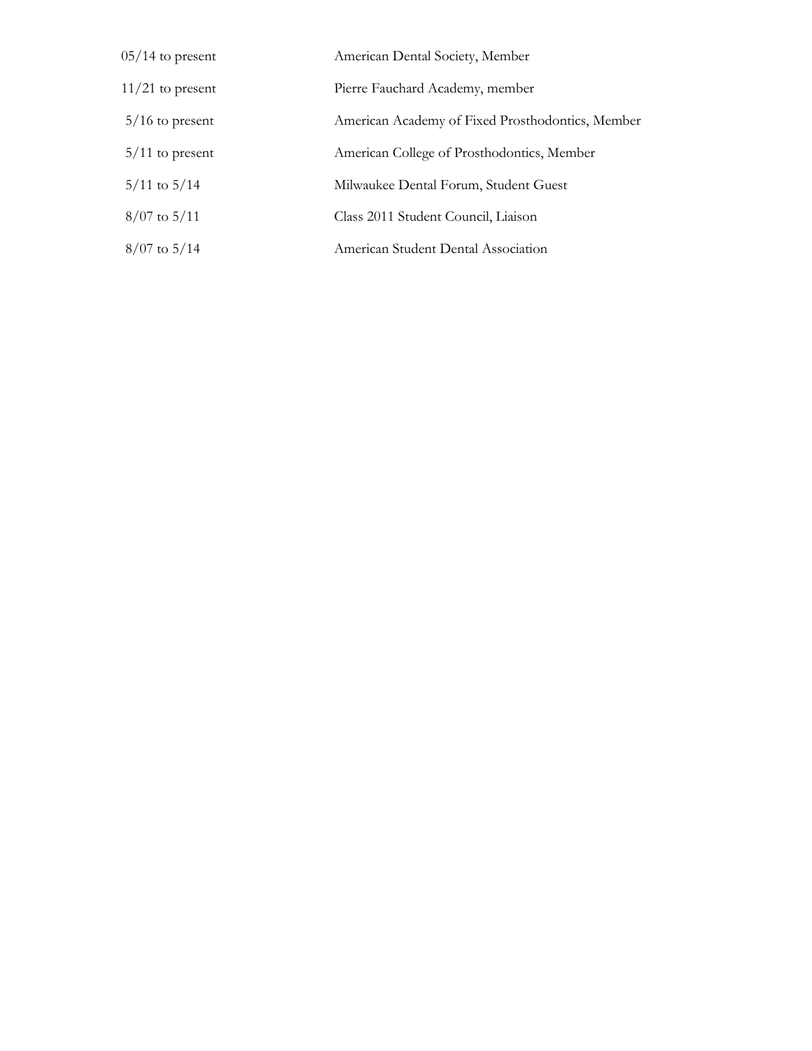| | |
|---|---|
| 05/14 to present | American Dental Society, Member |
| 11/21 to present | Pierre Fauchard Academy, member |
| 5/16 to present | American Academy of Fixed Prosthodontics, Member |
| 5/11 to present | American College of Prosthodontics, Member |
| 5/11 to 5/14 | Milwaukee Dental Forum, Student Guest |
| 8/07 to 5/11 | Class 2011 Student Council, Liaison |
| 8/07 to 5/14 | American Student Dental Association |